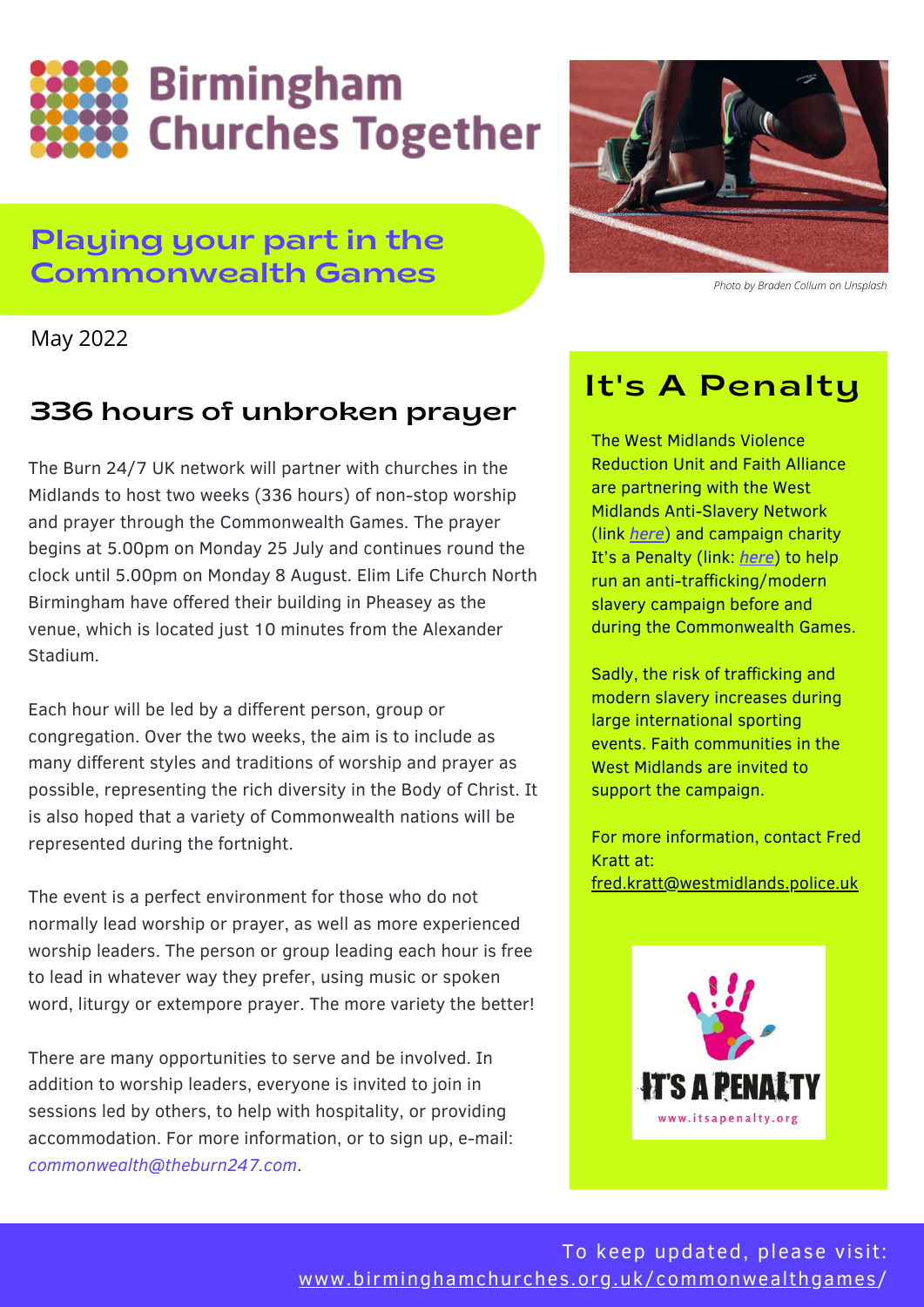# Birmingham Churches Together

## Playing your part in the Commonwealth Games

Photo by Braden Collum on Unsplash

May 2022

### 336 hours of unbroken prayer

The Burn 24/7 UK network will partner with churches in the Midlands to host two weeks (336 hours) of non-stop worship and prayer through the Commonwealth Games. The prayer begins at 5.00pm on Monday 25 July and continues round the clock until 5.00pm on Monday 8 August. Elim Life Church North Birmingham have offered their building in Pheasey as the venue, which is located just 10 minutes from the Alexander Stadium.

Each hour will be led by a different person, group or congregation. Over the two weeks, the aim is to include as many different styles and traditions of worship and prayer as possible, representing the rich diversity in the Body of Christ. It is also hoped that a variety of Commonwealth nations will be represented during the fortnight.

The event is a perfect environment for those who do not normally lead worship or prayer, as well as more experienced worship leaders. The person or group leading each hour is free to lead in whatever way they prefer, using music or spoken word, liturgy or extempore prayer. The more variety the better!

There are many opportunities to serve and be involved. In addition to worship leaders, everyone is invited to join in sessions led by others, to help with hospitality, or providing accommodation. For more information, or to sign up, e-mail: *commonwealth@theburn247.com*.

### It's A Penalty

The West Midlands Violence Reduction Unit and Faith Alliance are partnering with the West Midlands Anti-Slavery Network (link *here*) and campaign charity It's a Penalty (link: *here*) to help run an anti-trafficking/modern slavery campaign before and during the Commonwealth Games.

Sadly, the risk of trafficking and modern slavery increases during large international sporting events. Faith communities in the West Midlands are invited to support the campaign.

For more information, contact Fred Kratt at: fred.kratt@westmidlands.police.uk

IT'S A PENALTY
www.itsapenalty.org

To keep updated, please visit: www.birminghamchurches.org.uk/commonwealthgames/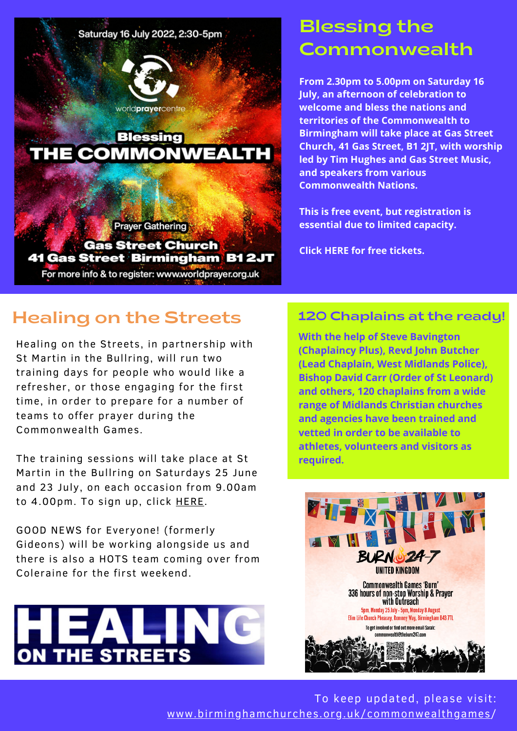Saturday 16 July 2022, 2:30-5pm

worldprayercentre

Blessing
THE COMMONWEALTH

Prayer Gathering

Gas Street Church
41 Gas Street Birmingham B1 2JT

For more info & to register: www.worldprayer.org.uk

## Blessing the Commonwealth

**From 2.30pm to 5.00pm on Saturday 16 July, an afternoon of celebration to welcome and bless the nations and territories of the Commonwealth to Birmingham will take place at Gas Street Church, 41 Gas Street, B1 2JT, with worship led by Tim Hughes and Gas Street Music, and speakers from various Commonwealth Nations.**

**This is free event, but registration is essential due to limited capacity.**

**Click HERE for free tickets.**

## Healing on the Streets

Healing on the Streets, in partnership with St Martin in the Bullring, will run two training days for people who would like a refresher, or those engaging for the first time, in order to prepare for a number of teams to offer prayer during the Commonwealth Games.

The training sessions will take place at St Martin in the Bullring on Saturdays 25 June and 23 July, on each occasion from 9.00am to 4.00pm. To sign up, click HERE.

GOOD NEWS for Everyone! (formerly Gideons) will be working alongside us and there is also a HOTS team coming over from Coleraine for the first weekend.

HEALING ON THE STREETS

## 120 Chaplains at the ready!

**With the help of Steve Bavington (Chaplaincy Plus), Revd John Butcher (Lead Chaplain, West Midlands Police), Bishop David Carr (Order of St Leonard) and others, 120 chaplains from a wide range of Midlands Christian churches and agencies have been trained and vetted in order to be available to athletes, volunteers and visitors as required.**

BURN 24-7
UNITED KINGDOM

Commonwealth Games 'Burn'
336 hours of non-stop Worship & Prayer with Outreach

5pm, Monday 25 July - 5pm, Monday 8 August
Elim Life Church Pheasey, Romney Way, Birmingham B43 7TL

To get involved or find out more email Sarah:
commonwealth@theburn247.com

To keep updated, please visit:
www.birminghamchurches.org.uk/commonwealthgames/